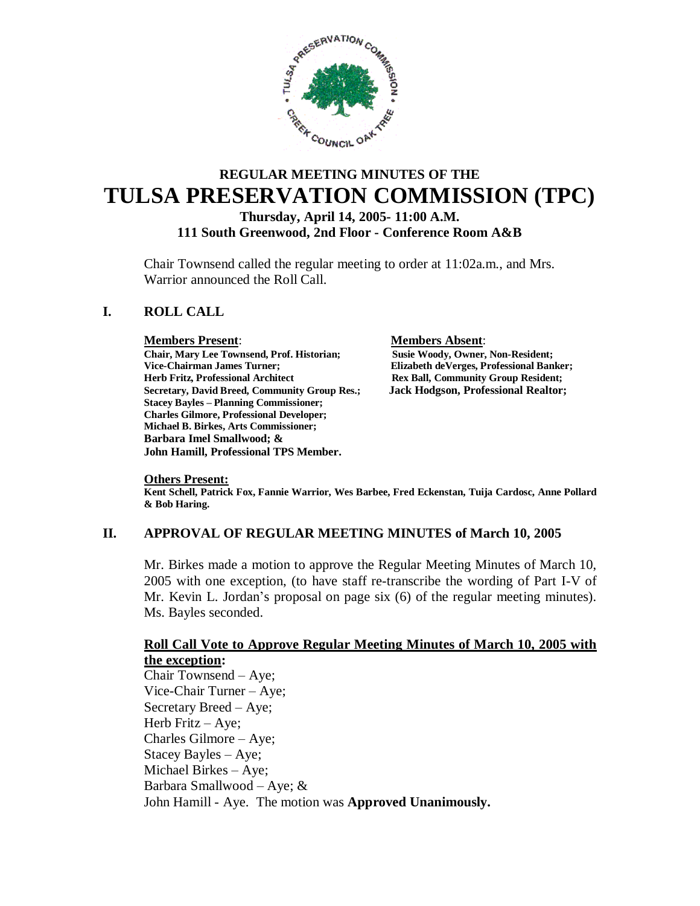# REGULAR MEETING MINUTES OF THE
# TULSA PRESERVATION COMMISSION (TPC)

**Thursday, April 14, 2005- 11:00 A.M.**
**111 South Greenwood, 2nd Floor - Conference Room A&B**

Chair Townsend called the regular meeting to order at 11:02a.m., and Mrs. Warrior announced the Roll Call.

## I. ROLL CALL

| **Members Present**: | **Members Absent**: |
|---|---|
| **Chair, Mary Lee Townsend, Prof. Historian;** | **Susie Woody, Owner, Non-Resident;** |
| **Vice-Chairman James Turner;** | **Elizabeth deVerges, Professional Banker;** |
| **Herb Fritz, Professional Architect** | **Rex Ball, Community Group Resident;** |
| **Secretary, David Breed, Community Group Res.;** | **Jack Hodgson, Professional Realtor;** |
| **Stacey Bayles – Planning Commissioner;** | |
| **Charles Gilmore, Professional Developer;** | |
| **Michael B. Birkes, Arts Commissioner;** | |
| **Barbara Imel Smallwood; &** | |
| **John Hamill, Professional TPS Member.** | |

**Others Present:**
**Kent Schell, Patrick Fox, Fannie Warrior, Wes Barbee, Fred Eckenstan, Tuija Cardosc, Anne Pollard & Bob Haring.**

## II. APPROVAL OF REGULAR MEETING MINUTES of March 10, 2005

Mr. Birkes made a motion to approve the Regular Meeting Minutes of March 10, 2005 with one exception, (to have staff re-transcribe the wording of Part I-V of Mr. Kevin L. Jordan's proposal on page six (6) of the regular meeting minutes). Ms. Bayles seconded.

**Roll Call Vote to Approve Regular Meeting Minutes of March 10, 2005 with the exception:**

Chair Townsend – Aye;
Vice-Chair Turner – Aye;
Secretary Breed – Aye;
Herb Fritz – Aye;
Charles Gilmore – Aye;
Stacey Bayles – Aye;
Michael Birkes – Aye;
Barbara Smallwood – Aye; &
John Hamill - Aye. The motion was **Approved Unanimously.**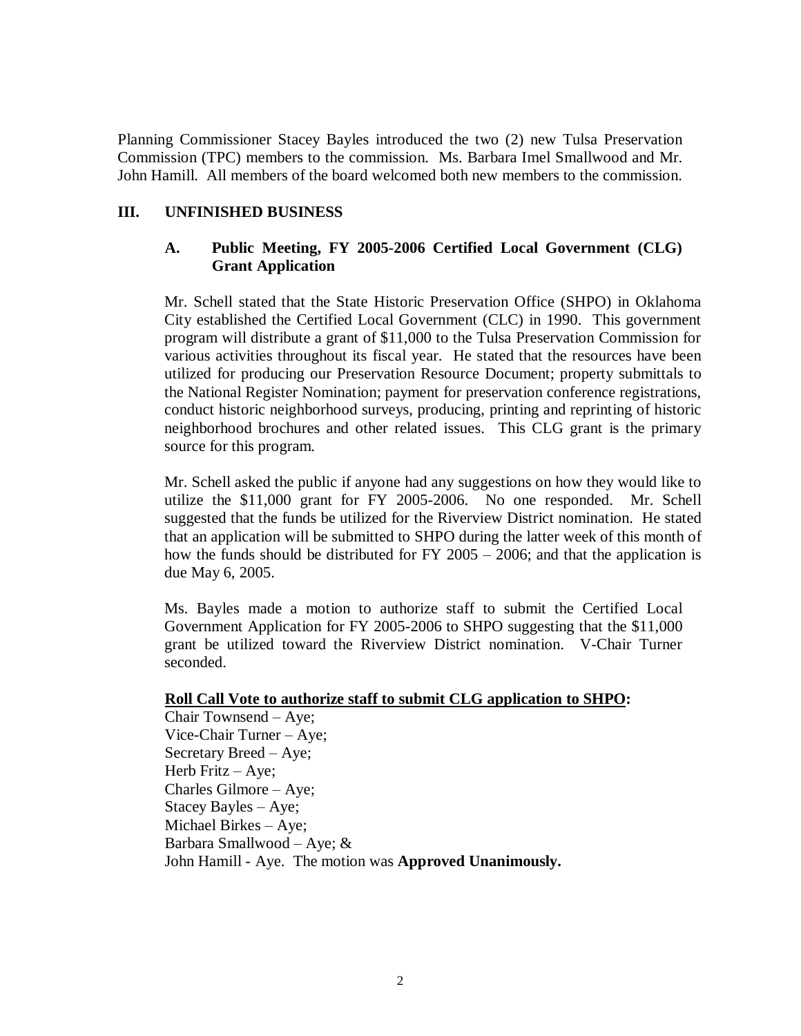Planning Commissioner Stacey Bayles introduced the two (2) new Tulsa Preservation Commission (TPC) members to the commission. Ms. Barbara Imel Smallwood and Mr. John Hamill. All members of the board welcomed both new members to the commission.

## III. UNFINISHED BUSINESS

### A. Public Meeting, FY 2005-2006 Certified Local Government (CLG) Grant Application

Mr. Schell stated that the State Historic Preservation Office (SHPO) in Oklahoma City established the Certified Local Government (CLC) in 1990. This government program will distribute a grant of $11,000 to the Tulsa Preservation Commission for various activities throughout its fiscal year. He stated that the resources have been utilized for producing our Preservation Resource Document; property submittals to the National Register Nomination; payment for preservation conference registrations, conduct historic neighborhood surveys, producing, printing and reprinting of historic neighborhood brochures and other related issues. This CLG grant is the primary source for this program.

Mr. Schell asked the public if anyone had any suggestions on how they would like to utilize the $11,000 grant for FY 2005-2006. No one responded. Mr. Schell suggested that the funds be utilized for the Riverview District nomination. He stated that an application will be submitted to SHPO during the latter week of this month of how the funds should be distributed for FY 2005 – 2006; and that the application is due May 6, 2005.

Ms. Bayles made a motion to authorize staff to submit the Certified Local Government Application for FY 2005-2006 to SHPO suggesting that the $11,000 grant be utilized toward the Riverview District nomination. V-Chair Turner seconded.

**Roll Call Vote to authorize staff to submit CLG application to SHPO:**

Chair Townsend – Aye;
Vice-Chair Turner – Aye;
Secretary Breed – Aye;
Herb Fritz – Aye;
Charles Gilmore – Aye;
Stacey Bayles – Aye;
Michael Birkes – Aye;
Barbara Smallwood – Aye; &
John Hamill - Aye. The motion was **Approved Unanimously.**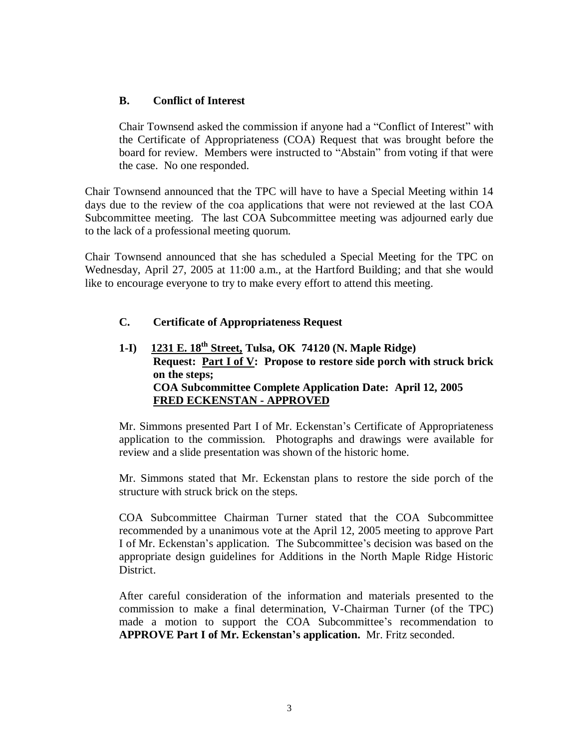### B. Conflict of Interest

Chair Townsend asked the commission if anyone had a "Conflict of Interest" with the Certificate of Appropriateness (COA) Request that was brought before the board for review. Members were instructed to "Abstain" from voting if that were the case. No one responded.

Chair Townsend announced that the TPC will have to have a Special Meeting within 14 days due to the review of the coa applications that were not reviewed at the last COA Subcommittee meeting. The last COA Subcommittee meeting was adjourned early due to the lack of a professional meeting quorum.

Chair Townsend announced that she has scheduled a Special Meeting for the TPC on Wednesday, April 27, 2005 at 11:00 a.m., at the Hartford Building; and that she would like to encourage everyone to try to make every effort to attend this meeting.

### C. Certificate of Appropriateness Request

**1-I) <u>1231 E. 18th Street,</u> Tulsa, OK 74120 (N. Maple Ridge)**
**Request: <u>Part I of V</u>: Propose to restore side porch with struck brick on the steps;**
**COA Subcommittee Complete Application Date: April 12, 2005**
**<u>FRED ECKENSTAN - APPROVED</u>**

Mr. Simmons presented Part I of Mr. Eckenstan's Certificate of Appropriateness application to the commission. Photographs and drawings were available for review and a slide presentation was shown of the historic home.

Mr. Simmons stated that Mr. Eckenstan plans to restore the side porch of the structure with struck brick on the steps.

COA Subcommittee Chairman Turner stated that the COA Subcommittee recommended by a unanimous vote at the April 12, 2005 meeting to approve Part I of Mr. Eckenstan's application. The Subcommittee's decision was based on the appropriate design guidelines for Additions in the North Maple Ridge Historic District.

After careful consideration of the information and materials presented to the commission to make a final determination, V-Chairman Turner (of the TPC) made a motion to support the COA Subcommittee's recommendation to **APPROVE Part I of Mr. Eckenstan's application.** Mr. Fritz seconded.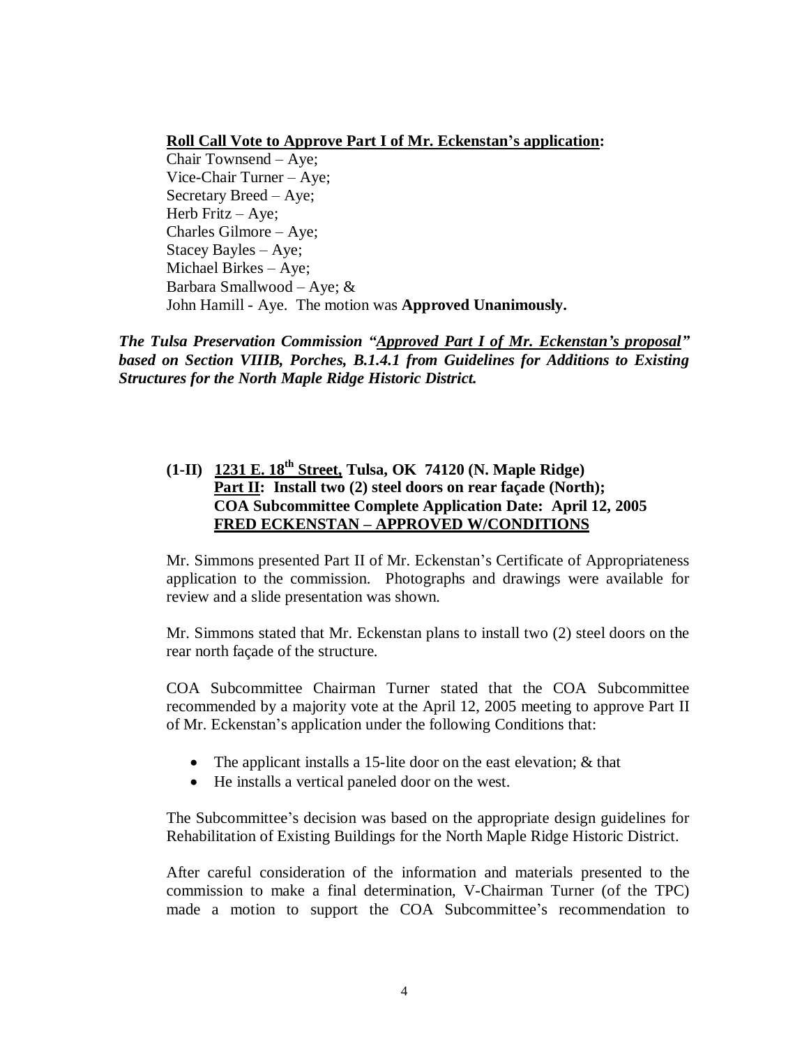**<u>Roll Call Vote to Approve Part I of Mr. Eckenstan's application</u>:**
Chair Townsend – Aye;
Vice-Chair Turner – Aye;
Secretary Breed – Aye;
Herb Fritz – Aye;
Charles Gilmore – Aye;
Stacey Bayles – Aye;
Michael Birkes – Aye;
Barbara Smallwood – Aye; &
John Hamill - Aye. The motion was **Approved Unanimously.**

***The Tulsa Preservation Commission "<u>Approved Part I of Mr. Eckenstan's proposal</u>" based on Section VIIIB, Porches, B.1.4.1 from Guidelines for Additions to Existing Structures for the North Maple Ridge Historic District.***

**(1-II) <u>1231 E. 18th Street,</u> Tulsa, OK 74120 (N. Maple Ridge)**
**<u>Part II</u>: Install two (2) steel doors on rear façade (North);**
**COA Subcommittee Complete Application Date: April 12, 2005**
**<u>FRED ECKENSTAN – APPROVED W/CONDITIONS</u>**

Mr. Simmons presented Part II of Mr. Eckenstan's Certificate of Appropriateness application to the commission. Photographs and drawings were available for review and a slide presentation was shown.

Mr. Simmons stated that Mr. Eckenstan plans to install two (2) steel doors on the rear north façade of the structure.

COA Subcommittee Chairman Turner stated that the COA Subcommittee recommended by a majority vote at the April 12, 2005 meeting to approve Part II of Mr. Eckenstan's application under the following Conditions that:

- The applicant installs a 15-lite door on the east elevation; & that
- He installs a vertical paneled door on the west.

The Subcommittee's decision was based on the appropriate design guidelines for Rehabilitation of Existing Buildings for the North Maple Ridge Historic District.

After careful consideration of the information and materials presented to the commission to make a final determination, V-Chairman Turner (of the TPC) made a motion to support the COA Subcommittee's recommendation to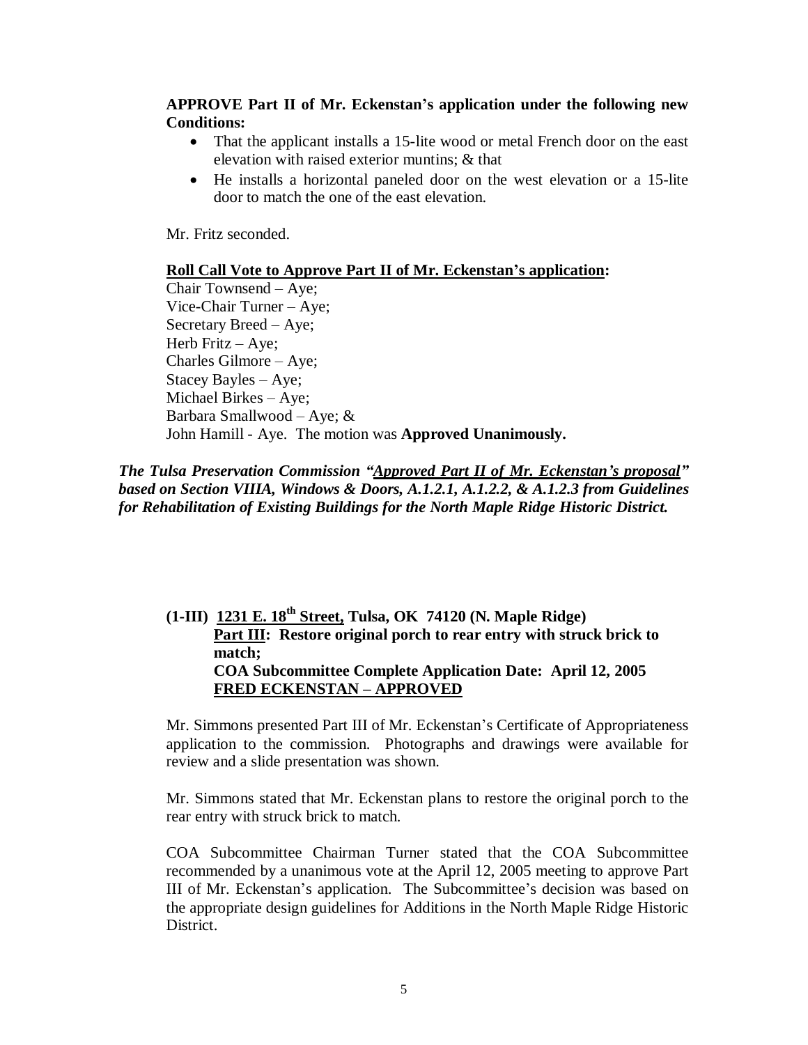**APPROVE Part II of Mr. Eckenstan's application under the following new Conditions:**

- That the applicant installs a 15-lite wood or metal French door on the east elevation with raised exterior muntins; & that
- He installs a horizontal paneled door on the west elevation or a 15-lite door to match the one of the east elevation.

Mr. Fritz seconded.

**Roll Call Vote to Approve Part II of Mr. Eckenstan's application:**

Chair Townsend – Aye;
Vice-Chair Turner – Aye;
Secretary Breed – Aye;
Herb Fritz – Aye;
Charles Gilmore – Aye;
Stacey Bayles – Aye;
Michael Birkes – Aye;
Barbara Smallwood – Aye; &
John Hamill - Aye. The motion was **Approved Unanimously.**

***The Tulsa Preservation Commission "Approved Part II of Mr. Eckenstan's proposal" based on Section VIIIA, Windows & Doors, A.1.2.1, A.1.2.2, & A.1.2.3 from Guidelines for Rehabilitation of Existing Buildings for the North Maple Ridge Historic District.***

**(1-III) 1231 E. 18th Street, Tulsa, OK 74120 (N. Maple Ridge)**
**Part III: Restore original porch to rear entry with struck brick to match;**
**COA Subcommittee Complete Application Date: April 12, 2005**
**FRED ECKENSTAN – APPROVED**

Mr. Simmons presented Part III of Mr. Eckenstan's Certificate of Appropriateness application to the commission. Photographs and drawings were available for review and a slide presentation was shown.

Mr. Simmons stated that Mr. Eckenstan plans to restore the original porch to the rear entry with struck brick to match.

COA Subcommittee Chairman Turner stated that the COA Subcommittee recommended by a unanimous vote at the April 12, 2005 meeting to approve Part III of Mr. Eckenstan's application. The Subcommittee's decision was based on the appropriate design guidelines for Additions in the North Maple Ridge Historic District.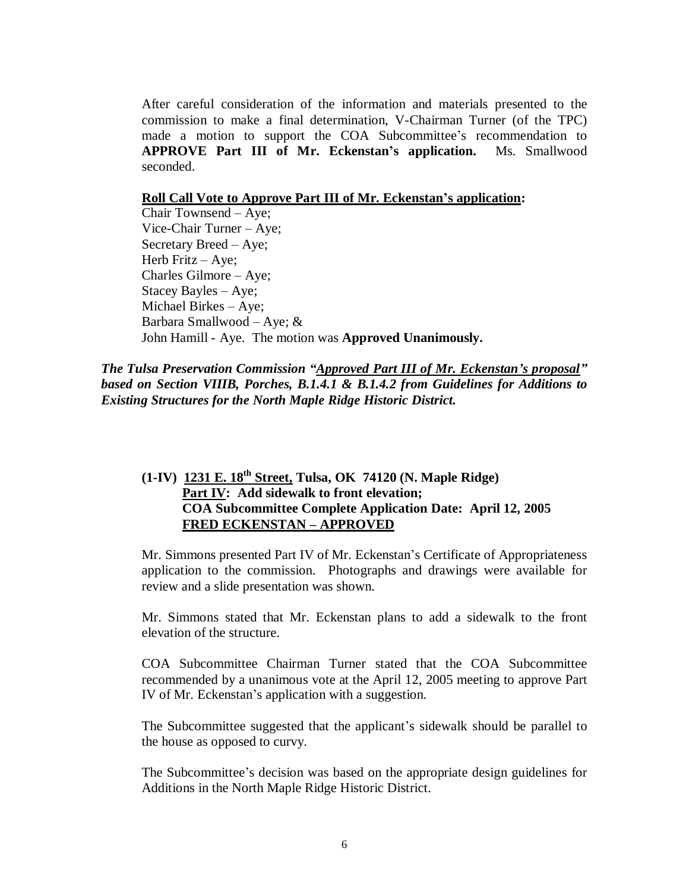After careful consideration of the information and materials presented to the commission to make a final determination, V-Chairman Turner (of the TPC) made a motion to support the COA Subcommittee's recommendation to **APPROVE Part III of Mr. Eckenstan's application.** Ms. Smallwood seconded.

**Roll Call Vote to Approve Part III of Mr. Eckenstan's application:**

Chair Townsend – Aye;
Vice-Chair Turner – Aye;
Secretary Breed – Aye;
Herb Fritz – Aye;
Charles Gilmore – Aye;
Stacey Bayles – Aye;
Michael Birkes – Aye;
Barbara Smallwood – Aye; &
John Hamill - Aye. The motion was **Approved Unanimously.**

***The Tulsa Preservation Commission "Approved Part III of Mr. Eckenstan's proposal" based on Section VIIIB, Porches, B.1.4.1 & B.1.4.2 from Guidelines for Additions to Existing Structures for the North Maple Ridge Historic District.***

**(1-IV) 1231 E. 18th Street, Tulsa, OK 74120 (N. Maple Ridge)**
**Part IV: Add sidewalk to front elevation;**
**COA Subcommittee Complete Application Date: April 12, 2005**
**FRED ECKENSTAN – APPROVED**

Mr. Simmons presented Part IV of Mr. Eckenstan's Certificate of Appropriateness application to the commission. Photographs and drawings were available for review and a slide presentation was shown.

Mr. Simmons stated that Mr. Eckenstan plans to add a sidewalk to the front elevation of the structure.

COA Subcommittee Chairman Turner stated that the COA Subcommittee recommended by a unanimous vote at the April 12, 2005 meeting to approve Part IV of Mr. Eckenstan's application with a suggestion.

The Subcommittee suggested that the applicant's sidewalk should be parallel to the house as opposed to curvy.

The Subcommittee's decision was based on the appropriate design guidelines for Additions in the North Maple Ridge Historic District.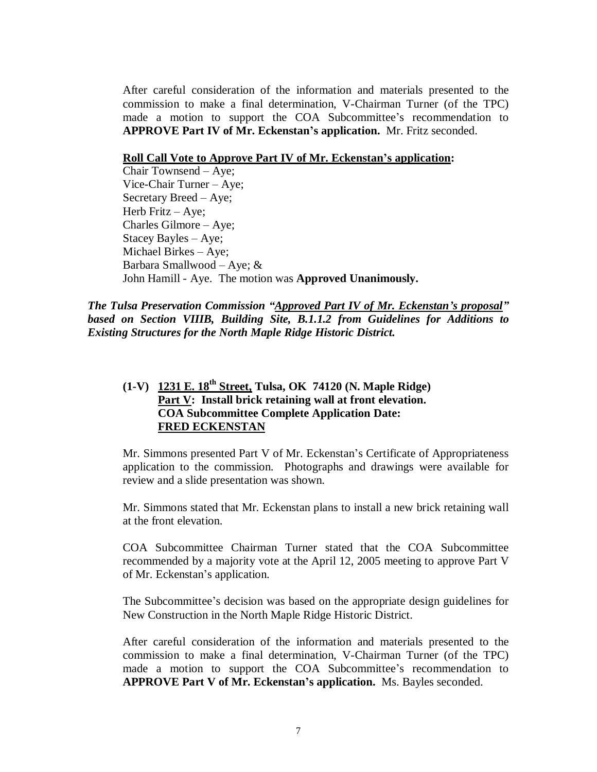After careful consideration of the information and materials presented to the commission to make a final determination, V-Chairman Turner (of the TPC) made a motion to support the COA Subcommittee's recommendation to **APPROVE Part IV of Mr. Eckenstan's application.** Mr. Fritz seconded.

**Roll Call Vote to Approve Part IV of Mr. Eckenstan's application:**

Chair Townsend – Aye;
Vice-Chair Turner – Aye;
Secretary Breed – Aye;
Herb Fritz – Aye;
Charles Gilmore – Aye;
Stacey Bayles – Aye;
Michael Birkes – Aye;
Barbara Smallwood – Aye; &
John Hamill - Aye. The motion was **Approved Unanimously.**

***The Tulsa Preservation Commission "Approved Part IV of Mr. Eckenstan's proposal" based on Section VIIIB, Building Site, B.1.1.2 from Guidelines for Additions to Existing Structures for the North Maple Ridge Historic District.***

**(1-V) 1231 E. 18th Street, Tulsa, OK 74120 (N. Maple Ridge)**
**Part V: Install brick retaining wall at front elevation.**
**COA Subcommittee Complete Application Date:**
**FRED ECKENSTAN**

Mr. Simmons presented Part V of Mr. Eckenstan's Certificate of Appropriateness application to the commission. Photographs and drawings were available for review and a slide presentation was shown.

Mr. Simmons stated that Mr. Eckenstan plans to install a new brick retaining wall at the front elevation.

COA Subcommittee Chairman Turner stated that the COA Subcommittee recommended by a majority vote at the April 12, 2005 meeting to approve Part V of Mr. Eckenstan's application.

The Subcommittee's decision was based on the appropriate design guidelines for New Construction in the North Maple Ridge Historic District.

After careful consideration of the information and materials presented to the commission to make a final determination, V-Chairman Turner (of the TPC) made a motion to support the COA Subcommittee's recommendation to **APPROVE Part V of Mr. Eckenstan's application.** Ms. Bayles seconded.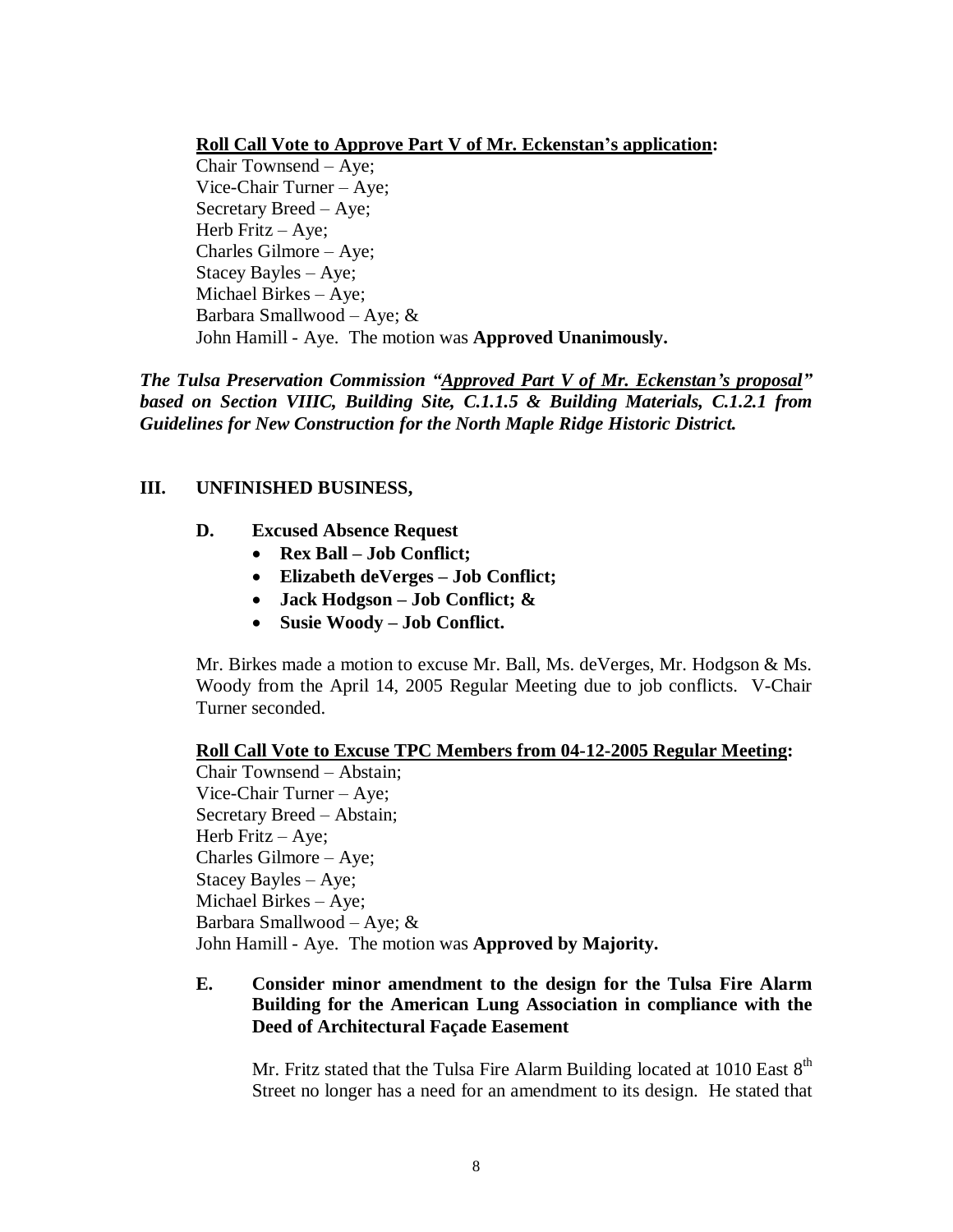**<u>Roll Call Vote to Approve Part V of Mr. Eckenstan's application</u>:**

Chair Townsend – Aye;
Vice-Chair Turner – Aye;
Secretary Breed – Aye;
Herb Fritz – Aye;
Charles Gilmore – Aye;
Stacey Bayles – Aye;
Michael Birkes – Aye;
Barbara Smallwood – Aye; &
John Hamill - Aye. The motion was **Approved Unanimously.**

***The Tulsa Preservation Commission "<u>Approved Part V of Mr. Eckenstan's proposal</u>" based on Section VIIIC, Building Site, C.1.1.5 & Building Materials, C.1.2.1 from Guidelines for New Construction for the North Maple Ridge Historic District.***

## III. UNFINISHED BUSINESS,

### D. Excused Absence Request

- **Rex Ball – Job Conflict;**
- **Elizabeth deVerges – Job Conflict;**
- **Jack Hodgson – Job Conflict; &**
- **Susie Woody – Job Conflict.**

Mr. Birkes made a motion to excuse Mr. Ball, Ms. deVerges, Mr. Hodgson & Ms. Woody from the April 14, 2005 Regular Meeting due to job conflicts. V-Chair Turner seconded.

**<u>Roll Call Vote to Excuse TPC Members from 04-12-2005 Regular Meeting</u>:**

Chair Townsend – Abstain;
Vice-Chair Turner – Aye;
Secretary Breed – Abstain;
Herb Fritz – Aye;
Charles Gilmore – Aye;
Stacey Bayles – Aye;
Michael Birkes – Aye;
Barbara Smallwood – Aye; &
John Hamill - Aye. The motion was **Approved by Majority.**

### E. Consider minor amendment to the design for the Tulsa Fire Alarm Building for the American Lung Association in compliance with the Deed of Architectural Façade Easement

Mr. Fritz stated that the Tulsa Fire Alarm Building located at 1010 East 8th Street no longer has a need for an amendment to its design. He stated that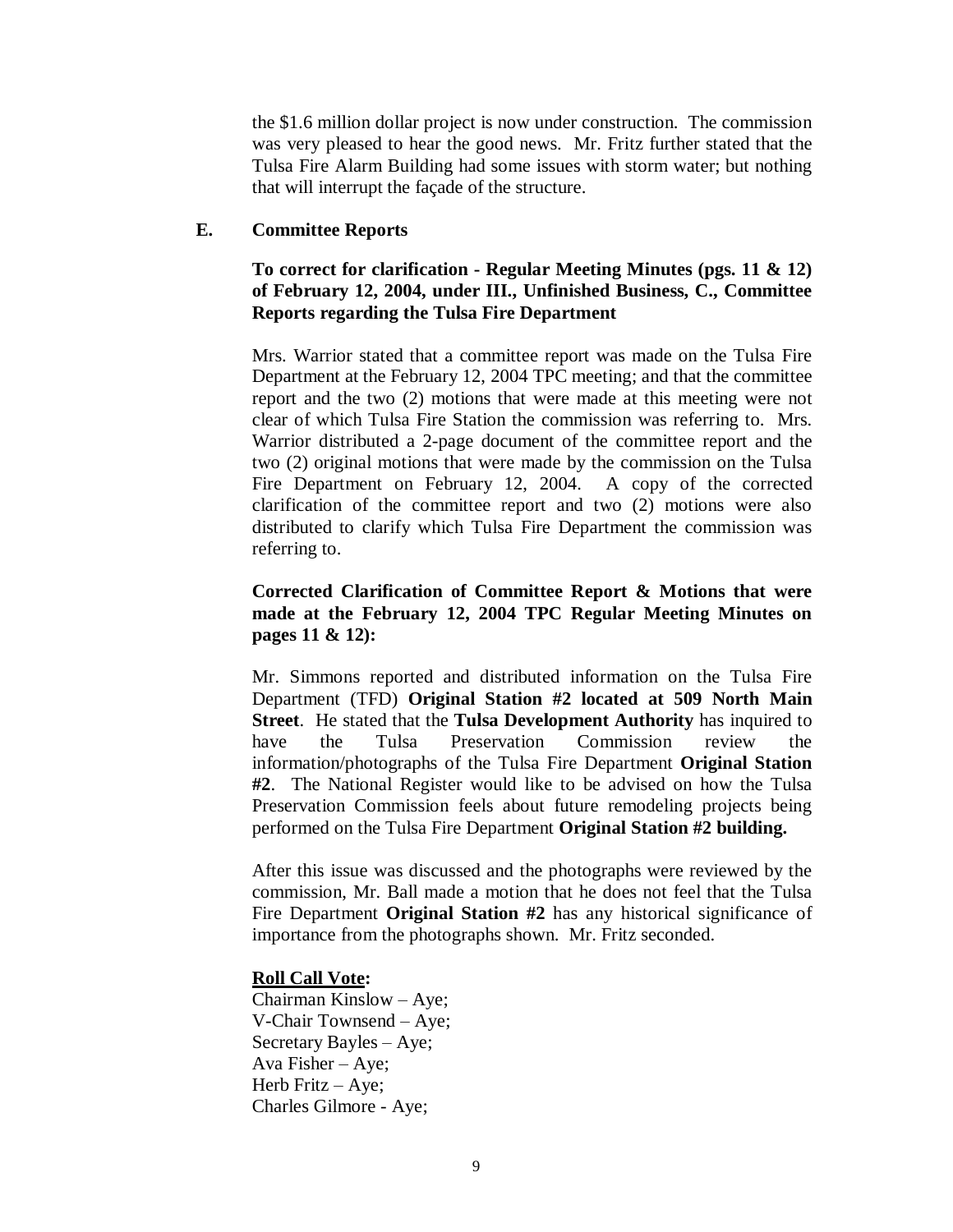the $1.6 million dollar project is now under construction. The commission was very pleased to hear the good news. Mr. Fritz further stated that the Tulsa Fire Alarm Building had some issues with storm water; but nothing that will interrupt the façade of the structure.

**E. Committee Reports**

**To correct for clarification - Regular Meeting Minutes (pgs. 11 & 12) of February 12, 2004, under III., Unfinished Business, C., Committee Reports regarding the Tulsa Fire Department**

Mrs. Warrior stated that a committee report was made on the Tulsa Fire Department at the February 12, 2004 TPC meeting; and that the committee report and the two (2) motions that were made at this meeting were not clear of which Tulsa Fire Station the commission was referring to. Mrs. Warrior distributed a 2-page document of the committee report and the two (2) original motions that were made by the commission on the Tulsa Fire Department on February 12, 2004. A copy of the corrected clarification of the committee report and two (2) motions were also distributed to clarify which Tulsa Fire Department the commission was referring to.

**Corrected Clarification of Committee Report & Motions that were made at the February 12, 2004 TPC Regular Meeting Minutes on pages 11 & 12):**

Mr. Simmons reported and distributed information on the Tulsa Fire Department (TFD) **Original Station #2 located at 509 North Main Street**. He stated that the **Tulsa Development Authority** has inquired to have the Tulsa Preservation Commission review the information/photographs of the Tulsa Fire Department **Original Station #2**. The National Register would like to be advised on how the Tulsa Preservation Commission feels about future remodeling projects being performed on the Tulsa Fire Department **Original Station #2 building.**

After this issue was discussed and the photographs were reviewed by the commission, Mr. Ball made a motion that he does not feel that the Tulsa Fire Department **Original Station #2** has any historical significance of importance from the photographs shown. Mr. Fritz seconded.

**Roll Call Vote:**
Chairman Kinslow – Aye;
V-Chair Townsend – Aye;
Secretary Bayles – Aye;
Ava Fisher – Aye;
Herb Fritz – Aye;
Charles Gilmore - Aye;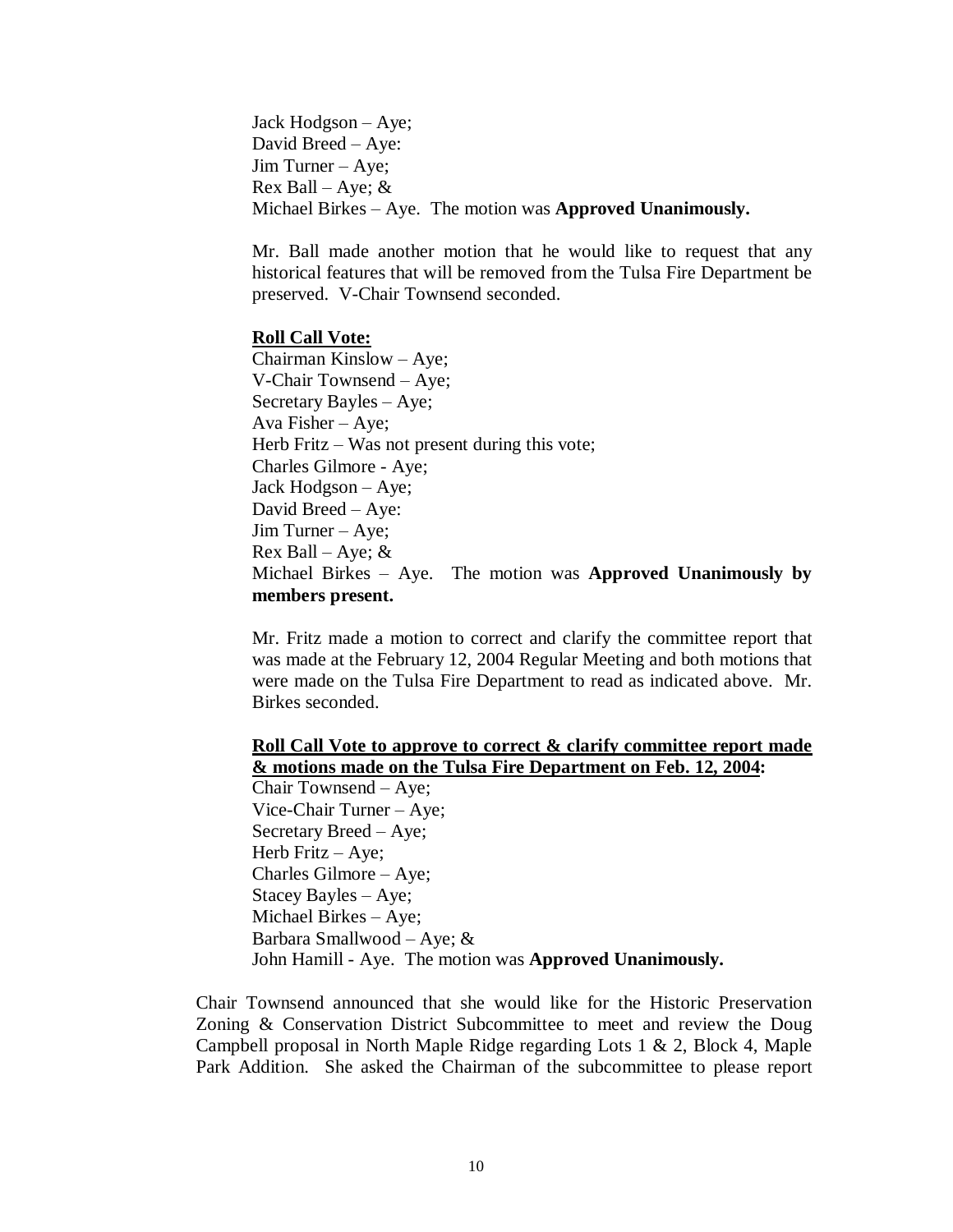Jack Hodgson – Aye;
David Breed – Aye:
Jim Turner – Aye;
Rex Ball – Aye; &
Michael Birkes – Aye. The motion was **Approved Unanimously.**

Mr. Ball made another motion that he would like to request that any historical features that will be removed from the Tulsa Fire Department be preserved. V-Chair Townsend seconded.

**Roll Call Vote:**
Chairman Kinslow – Aye;
V-Chair Townsend – Aye;
Secretary Bayles – Aye;
Ava Fisher – Aye;
Herb Fritz – Was not present during this vote;
Charles Gilmore - Aye;
Jack Hodgson – Aye;
David Breed – Aye:
Jim Turner – Aye;
Rex Ball – Aye; &
Michael Birkes – Aye. The motion was **Approved Unanimously by members present.**

Mr. Fritz made a motion to correct and clarify the committee report that was made at the February 12, 2004 Regular Meeting and both motions that were made on the Tulsa Fire Department to read as indicated above. Mr. Birkes seconded.

**Roll Call Vote to approve to correct & clarify committee report made & motions made on the Tulsa Fire Department on Feb. 12, 2004:**
Chair Townsend – Aye;
Vice-Chair Turner – Aye;
Secretary Breed – Aye;
Herb Fritz – Aye;
Charles Gilmore – Aye;
Stacey Bayles – Aye;
Michael Birkes – Aye;
Barbara Smallwood – Aye; &
John Hamill - Aye. The motion was **Approved Unanimously.**

Chair Townsend announced that she would like for the Historic Preservation Zoning & Conservation District Subcommittee to meet and review the Doug Campbell proposal in North Maple Ridge regarding Lots 1 & 2, Block 4, Maple Park Addition. She asked the Chairman of the subcommittee to please report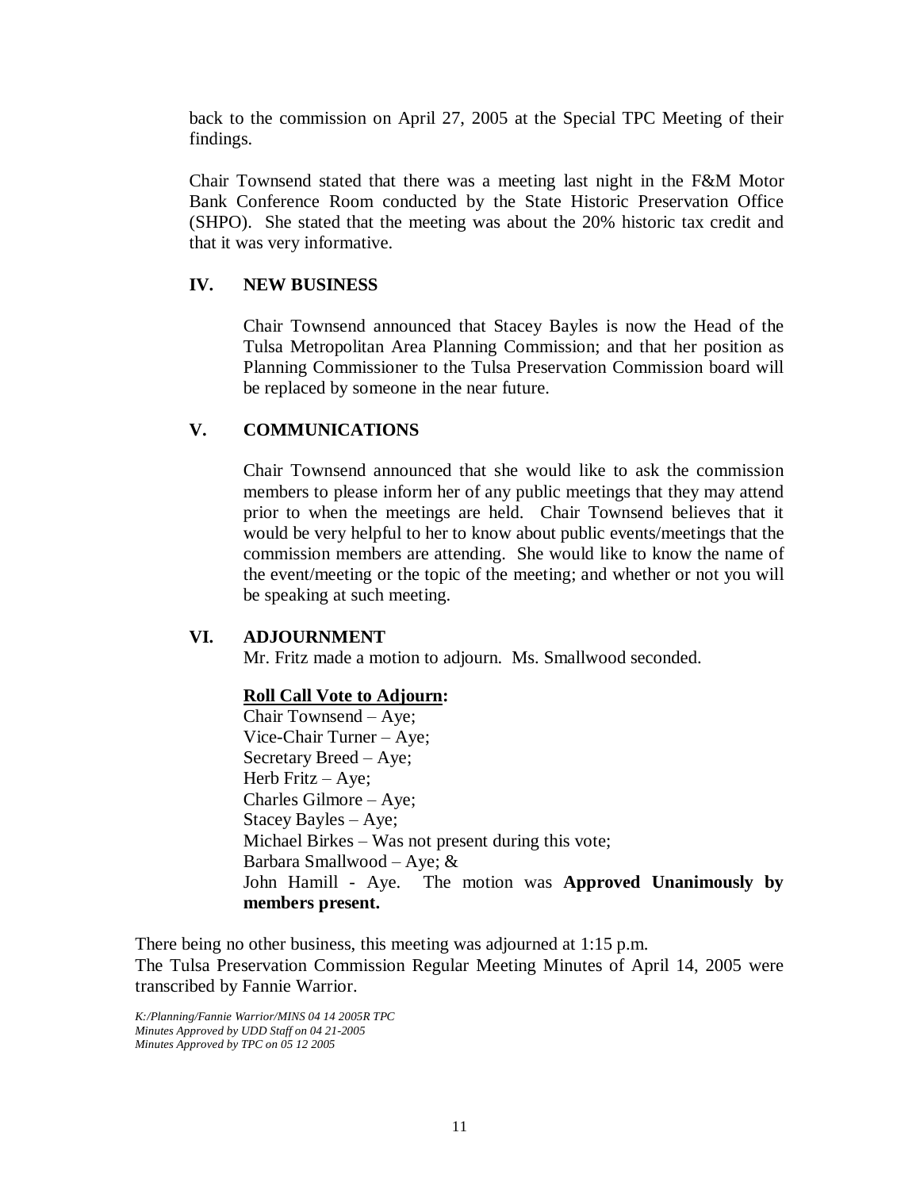back to the commission on April 27, 2005 at the Special TPC Meeting of their findings.

Chair Townsend stated that there was a meeting last night in the F&M Motor Bank Conference Room conducted by the State Historic Preservation Office (SHPO). She stated that the meeting was about the 20% historic tax credit and that it was very informative.

## IV. NEW BUSINESS

Chair Townsend announced that Stacey Bayles is now the Head of the Tulsa Metropolitan Area Planning Commission; and that her position as Planning Commissioner to the Tulsa Preservation Commission board will be replaced by someone in the near future.

## V. COMMUNICATIONS

Chair Townsend announced that she would like to ask the commission members to please inform her of any public meetings that they may attend prior to when the meetings are held. Chair Townsend believes that it would be very helpful to her to know about public events/meetings that the commission members are attending. She would like to know the name of the event/meeting or the topic of the meeting; and whether or not you will be speaking at such meeting.

## VI. ADJOURNMENT

Mr. Fritz made a motion to adjourn. Ms. Smallwood seconded.

**Roll Call Vote to Adjourn:**

Chair Townsend – Aye;
Vice-Chair Turner – Aye;
Secretary Breed – Aye;
Herb Fritz – Aye;
Charles Gilmore – Aye;
Stacey Bayles – Aye;
Michael Birkes – Was not present during this vote;
Barbara Smallwood – Aye; &
John Hamill - Aye. The motion was **Approved Unanimously by members present.**

There being no other business, this meeting was adjourned at 1:15 p.m.
The Tulsa Preservation Commission Regular Meeting Minutes of April 14, 2005 were transcribed by Fannie Warrior.

*K:/Planning/Fannie Warrior/MINS 04 14 2005R TPC*
*Minutes Approved by UDD Staff on 04 21-2005*
*Minutes Approved by TPC on 05 12 2005*